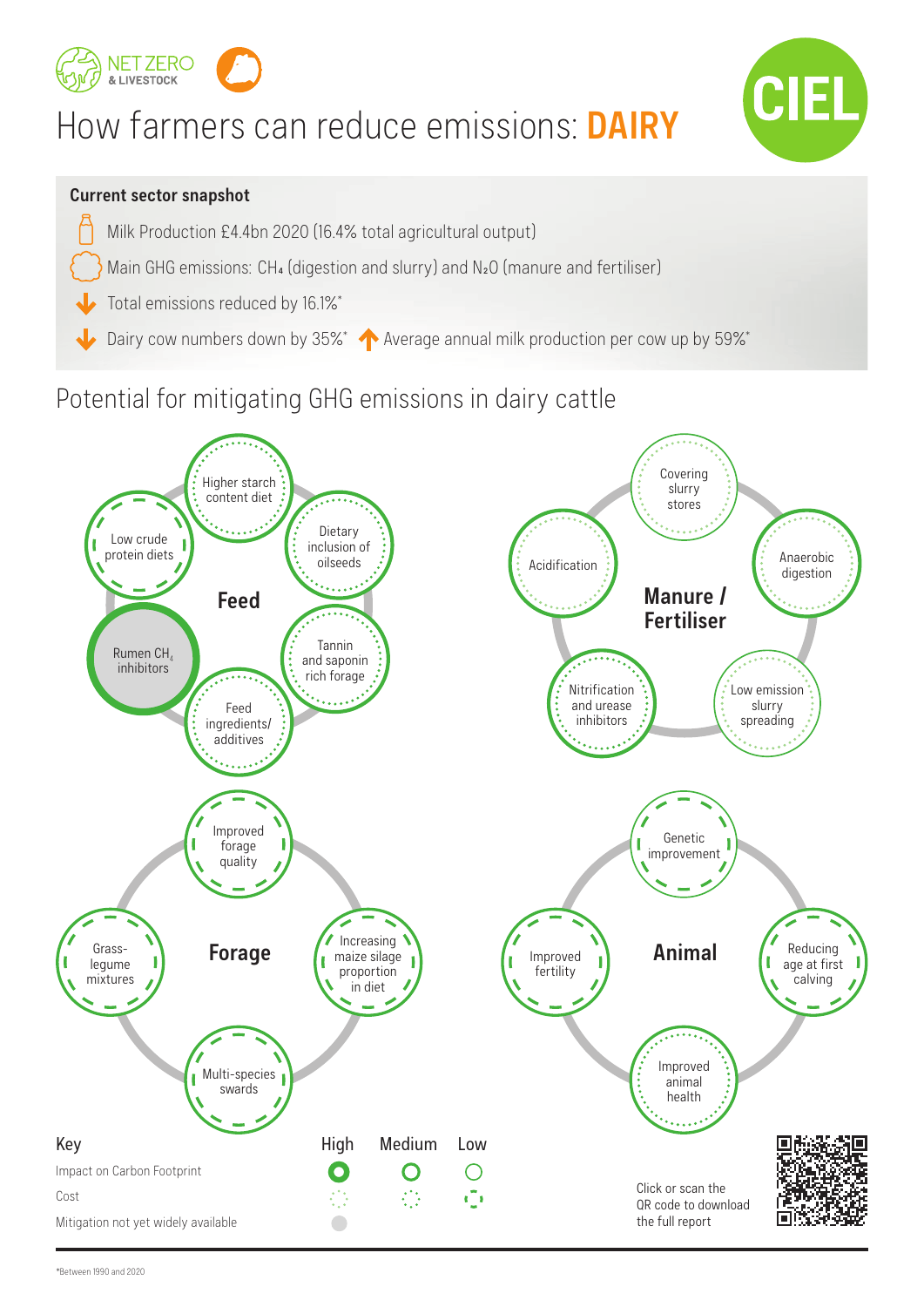NET ZERO & LIVESTOCK

CIEL

# How farmers can reduce emissions: DAIRY

## Current sector snapshot

- Milk Production £4.4bn 2020 (16.4% total agricultural output)
- Main GHG emissions: $CH_4$ (digestion and slurry) and $N_2O$ (manure and fertiliser)
- Total emissions reduced by 16.1%*
- Dairy cow numbers down by 35%* · Average annual milk production per cow up by 59%*

## Potential for mitigating GHG emissions in dairy cattle

### Feed

- Higher starch content diet
- Dietary inclusion of oilseeds
- Tannin and saponin rich forage
- Feed ingredients/ additives
- Rumen $CH_4$ inhibitors
- Low crude protein diets

### Manure / Fertiliser

- Covering slurry stores
- Anaerobic digestion
- Low emission slurry spreading
- Nitrification and urease inhibitors
- Acidification

### Forage

- Improved forage quality
- Increasing maize silage proportion in diet
- Multi-species swards
- Grass-legume mixtures

### Animal

- Genetic improvement
- Reducing age at first calving
- Improved animal health
- Improved fertility

### Key

| | High | Medium | Low |
|---|---|---|---|
| Impact on Carbon Footprint | | | |
| Cost | | | |
| Mitigation not yet widely available | | | |

Click or scan the QR code to download the full report

*Between 1990 and 2020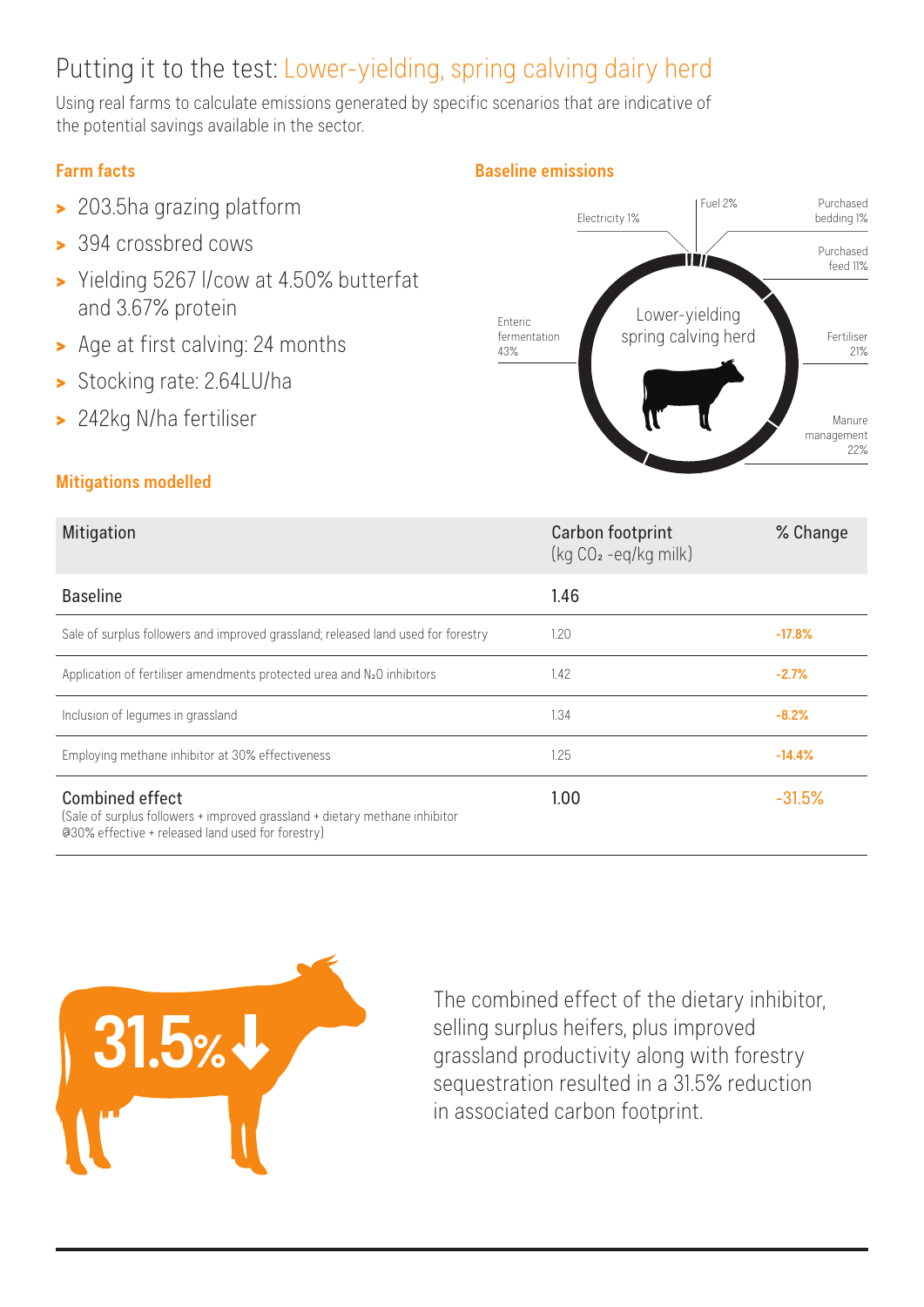# Putting it to the test: Lower-yielding, spring calving dairy herd

Using real farms to calculate emissions generated by specific scenarios that are indicative of the potential savings available in the sector.

## Farm facts

- 203.5ha grazing platform
- 394 crossbred cows
- Yielding 5267 l/cow at 4.50% butterfat and 3.67% protein
- Age at first calving: 24 months
- Stocking rate: 2.64LU/ha
- 242kg N/ha fertiliser

## Baseline emissions

Lower-yielding spring calving herd

- Enteric fermentation 43%
- Electricity 1%
- Fuel 2%
- Purchased bedding 1%
- Purchased feed 11%
- Fertiliser 21%
- Manure management 22%

## Mitigations modelled

| Mitigation | Carbon footprint (kg $CO_2$ -eq/kg milk) | % Change |
|---|---|---|
| Baseline | 1.46 | |
| Sale of surplus followers and improved grassland; released land used for forestry | 1.20 | -17.8% |
| Application of fertiliser amendments protected urea and $N_2O$ inhibitors | 1.42 | -2.7% |
| Inclusion of legumes in grassland | 1.34 | -8.2% |
| Employing methane inhibitor at 30% effectiveness | 1.25 | -14.4% |
| **Combined effect** (Sale of surplus followers + improved grassland + dietary methane inhibitor @30% effective + released land used for forestry) | 1.00 | -31.5% |

31.5% ↓

The combined effect of the dietary inhibitor, selling surplus heifers, plus improved grassland productivity along with forestry sequestration resulted in a 31.5% reduction in associated carbon footprint.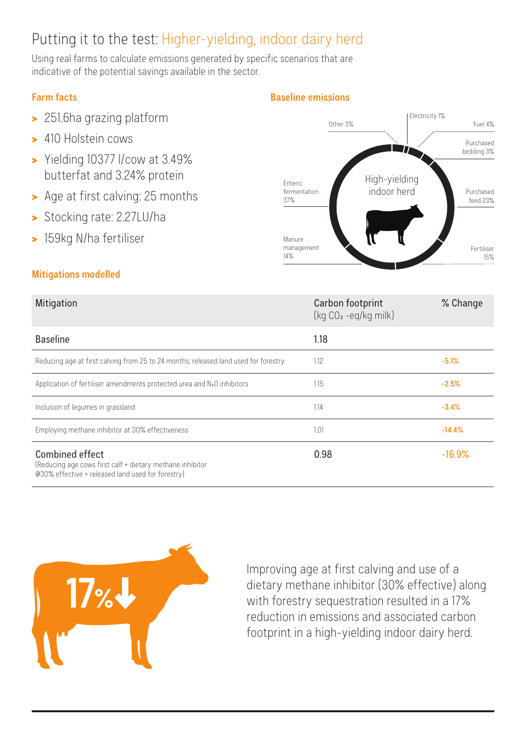# Putting it to the test: Higher-yielding, indoor dairy herd

Using real farms to calculate emissions generated by specific scenarios that are indicative of the potential savings available in the sector.

## Farm facts

- 251.6ha grazing platform
- 410 Holstein cows
- Yielding 10377 l/cow at 3.49% butterfat and 3.24% protein
- Age at first calving: 25 months
- Stocking rate: 2.27LU/ha
- 159kg N/ha fertiliser

## Baseline emissions

High-yielding indoor herd

- Enteric fermentation 37%
- Manure management 14%
- Other 3%
- Electricity 1%
- Fuel 4%
- Purchased bedding 3%
- Purchased feed 23%
- Fertiliser 15%

## Mitigations modelled

| Mitigation | Carbon footprint (kg $CO_2$ -eq/kg milk) | % Change |
|---|---|---|
| Baseline | 1.18 | |
| Reducing age at first calving from 25 to 24 months; released land used for forestry | 1.12 | -5.1% |
| Application of fertiliser amendments protected urea and $N_2O$ inhibitors | 1.15 | -2.5% |
| Inclusion of legumes in grassland | 1.14 | -3.4% |
| Employing methane inhibitor at 30% effectiveness | 1.01 | -14.4% |
| **Combined effect** (Reducing age cows first calf + dietary methane inhibitor @30% effective + released land used for forestry) | 0.98 | -16.9% |

17%↓

Improving age at first calving and use of a dietary methane inhibitor (30% effective) along with forestry sequestration resulted in a 17% reduction in emissions and associated carbon footprint in a high-yielding indoor dairy herd.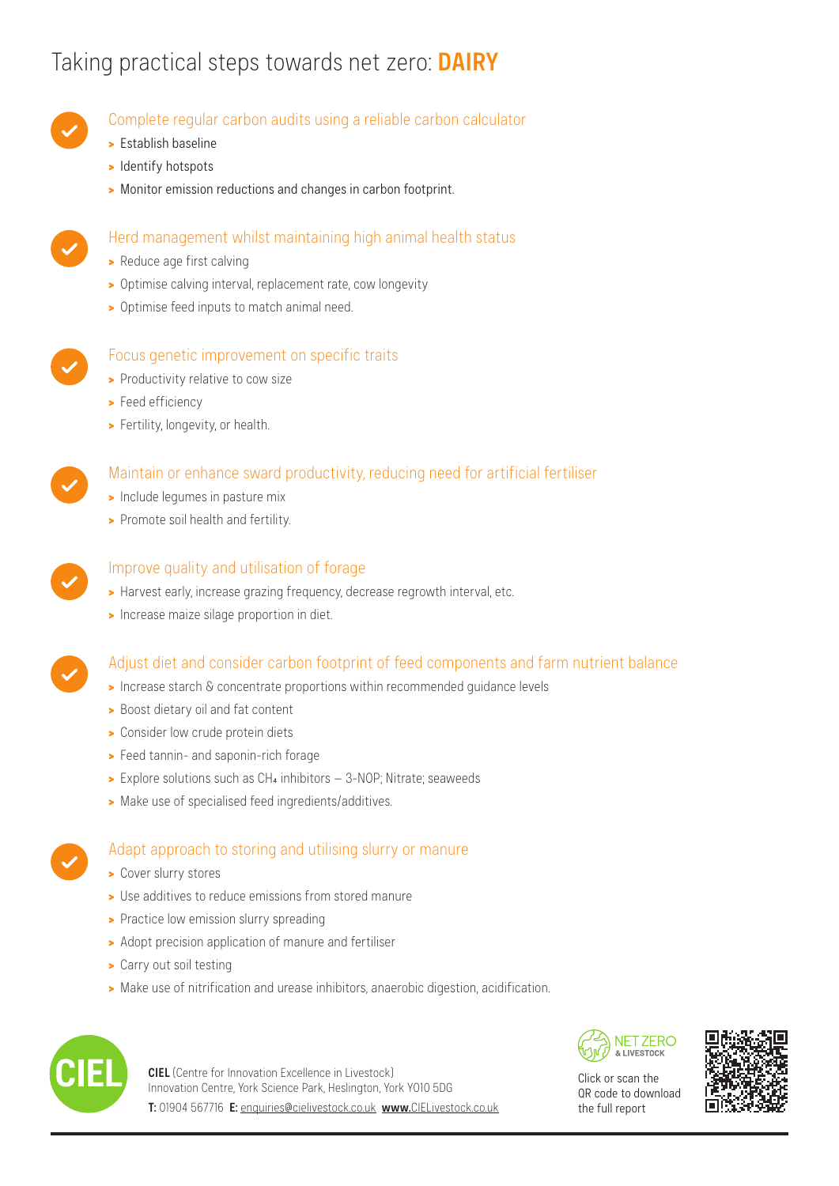# Taking practical steps towards net zero: **DAIRY**

## Complete regular carbon audits using a reliable carbon calculator

- Establish baseline
- Identify hotspots
- Monitor emission reductions and changes in carbon footprint.

## Herd management whilst maintaining high animal health status

- Reduce age first calving
- Optimise calving interval, replacement rate, cow longevity
- Optimise feed inputs to match animal need.

## Focus genetic improvement on specific traits

- Productivity relative to cow size
- Feed efficiency
- Fertility, longevity, or health.

## Maintain or enhance sward productivity, reducing need for artificial fertiliser

- Include legumes in pasture mix
- Promote soil health and fertility.

## Improve quality and utilisation of forage

- Harvest early, increase grazing frequency, decrease regrowth interval, etc.
- Increase maize silage proportion in diet.

## Adjust diet and consider carbon footprint of feed components and farm nutrient balance

- Increase starch & concentrate proportions within recommended guidance levels
- Boost dietary oil and fat content
- Consider low crude protein diets
- Feed tannin- and saponin-rich forage
- Explore solutions such as $CH_4$ inhibitors – 3-NOP; Nitrate; seaweeds
- Make use of specialised feed ingredients/additives.

## Adapt approach to storing and utilising slurry or manure

- Cover slurry stores
- Use additives to reduce emissions from stored manure
- Practice low emission slurry spreading
- Adopt precision application of manure and fertiliser
- Carry out soil testing
- Make use of nitrification and urease inhibitors, anaerobic digestion, acidification.

CIEL

**CIEL** (Centre for Innovation Excellence in Livestock)
Innovation Centre, York Science Park, Heslington, York YO10 5DG
**T:** 01904 567716 **E:** enquiries@cielivestock.co.uk **www.**CIELivestock.co.uk

NET ZERO & LIVESTOCK

Click or scan the QR code to download the full report